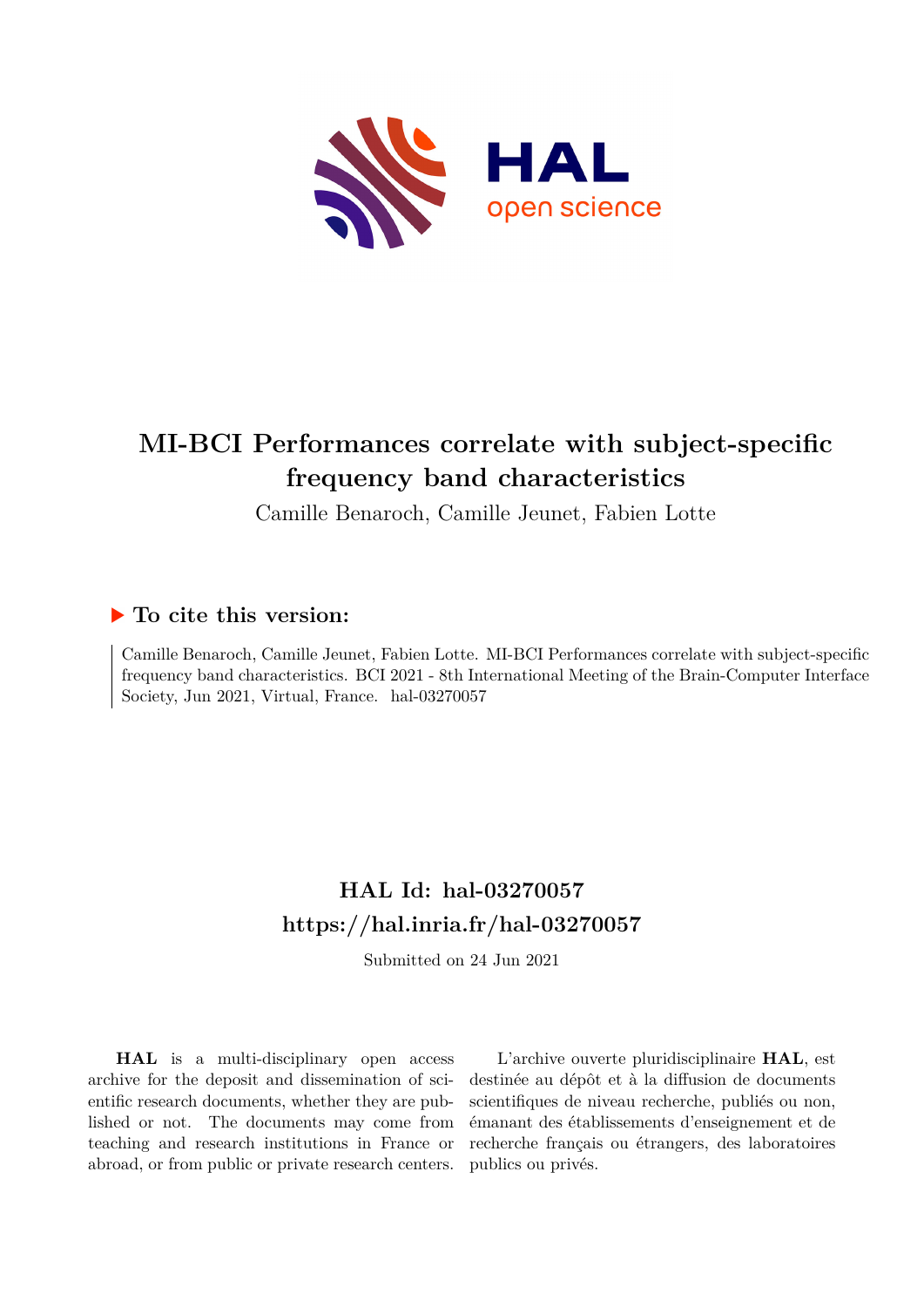# MI-BCI Performances correlate with subject-specific frequency band characteristics

Camille Benaroch, Camille Jeunet, Fabien Lotte

## ▶ To cite this version:

Camille Benaroch, Camille Jeunet, Fabien Lotte. MI-BCI Performances correlate with subject-specific frequency band characteristics. BCI 2021 - 8th International Meeting of the Brain-Computer Interface Society, Jun 2021, Virtual, France. hal-03270057

## HAL Id: hal-03270057

## https://hal.inria.fr/hal-03270057

Submitted on 24 Jun 2021

**HAL** is a multi-disciplinary open access archive for the deposit and dissemination of scientific research documents, whether they are published or not. The documents may come from teaching and research institutions in France or abroad, or from public or private research centers.

L'archive ouverte pluridisciplinaire **HAL**, est destinée au dépôt et à la diffusion de documents scientifiques de niveau recherche, publiés ou non, émanant des établissements d'enseignement et de recherche français ou étrangers, des laboratoires publics ou privés.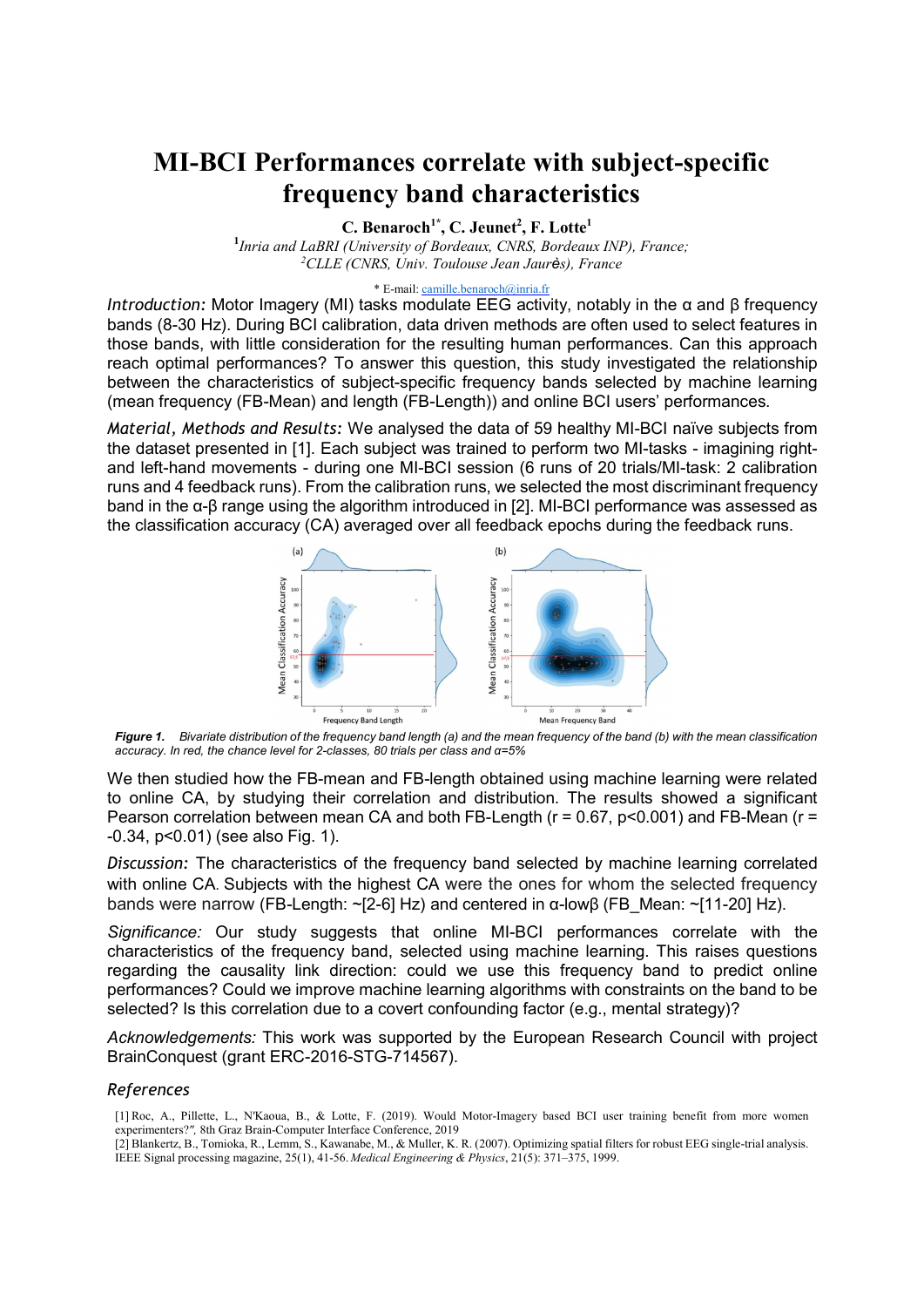# MI-BCI Performances correlate with subject-specific frequency band characteristics

**C. Benaroch[1*], C. Jeunet[2], F. Lotte[1]**

[1]*Inria and LaBRI (University of Bordeaux, CNRS, Bordeaux INP), France;*
[2]*CLLE (CNRS, Univ. Toulouse Jean Jaurès), France*

\* E-mail: camille.benaroch@inria.fr

*Introduction:* Motor Imagery (MI) tasks modulate EEG activity, notably in the α and β frequency bands (8-30 Hz). During BCI calibration, data driven methods are often used to select features in those bands, with little consideration for the resulting human performances. Can this approach reach optimal performances? To answer this question, this study investigated the relationship between the characteristics of subject-specific frequency bands selected by machine learning (mean frequency (FB-Mean) and length (FB-Length)) and online BCI users' performances.

*Material, Methods and Results:* We analysed the data of 59 healthy MI-BCI naïve subjects from the dataset presented in [1]. Each subject was trained to perform two MI-tasks - imagining right- and left-hand movements - during one MI-BCI session (6 runs of 20 trials/MI-task: 2 calibration runs and 4 feedback runs). From the calibration runs, we selected the most discriminant frequency band in the α-β range using the algorithm introduced in [2]. MI-BCI performance was assessed as the classification accuracy (CA) averaged over all feedback epochs during the feedback runs.

(a)

Mean Classification Accuracy

Frequency Band Length

(b)

Mean Classification Accuracy

Mean Frequency Band

***Figure 1.*** *Bivariate distribution of the frequency band length (a) and the mean frequency of the band (b) with the mean classification accuracy. In red, the chance level for 2-classes, 80 trials per class and α=5%*

We then studied how the FB-mean and FB-length obtained using machine learning were related to online CA, by studying their correlation and distribution. The results showed a significant Pearson correlation between mean CA and both FB-Length ($r = 0.67$, $p<0.001$) and FB-Mean ($r = -0.34$, $p<0.01$) (see also Fig. 1).

*Discussion:* The characteristics of the frequency band selected by machine learning correlated with online CA. Subjects with the highest CA were the ones for whom the selected frequency bands were narrow (FB-Length: ~[2-6] Hz) and centered in α-lowβ (FB_Mean: ~[11-20] Hz).

*Significance:* Our study suggests that online MI-BCI performances correlate with the characteristics of the frequency band, selected using machine learning. This raises questions regarding the causality link direction: could we use this frequency band to predict online performances? Could we improve machine learning algorithms with constraints on the band to be selected? Is this correlation due to a covert confounding factor (e.g., mental strategy)?

*Acknowledgements:* This work was supported by the European Research Council with project BrainConquest (grant ERC-2016-STG-714567).

## *References*

[1] Roc, A., Pillette, L., N'Kaoua, B., & Lotte, F. (2019). Would Motor-Imagery based BCI user training benefit from more women experimenters?", 8th Graz Brain-Computer Interface Conference, 2019

[2] Blankertz, B., Tomioka, R., Lemm, S., Kawanabe, M., & Muller, K. R. (2007). Optimizing spatial filters for robust EEG single-trial analysis. IEEE Signal processing magazine, 25(1), 41-56. *Medical Engineering & Physics*, 21(5): 371–375, 1999.